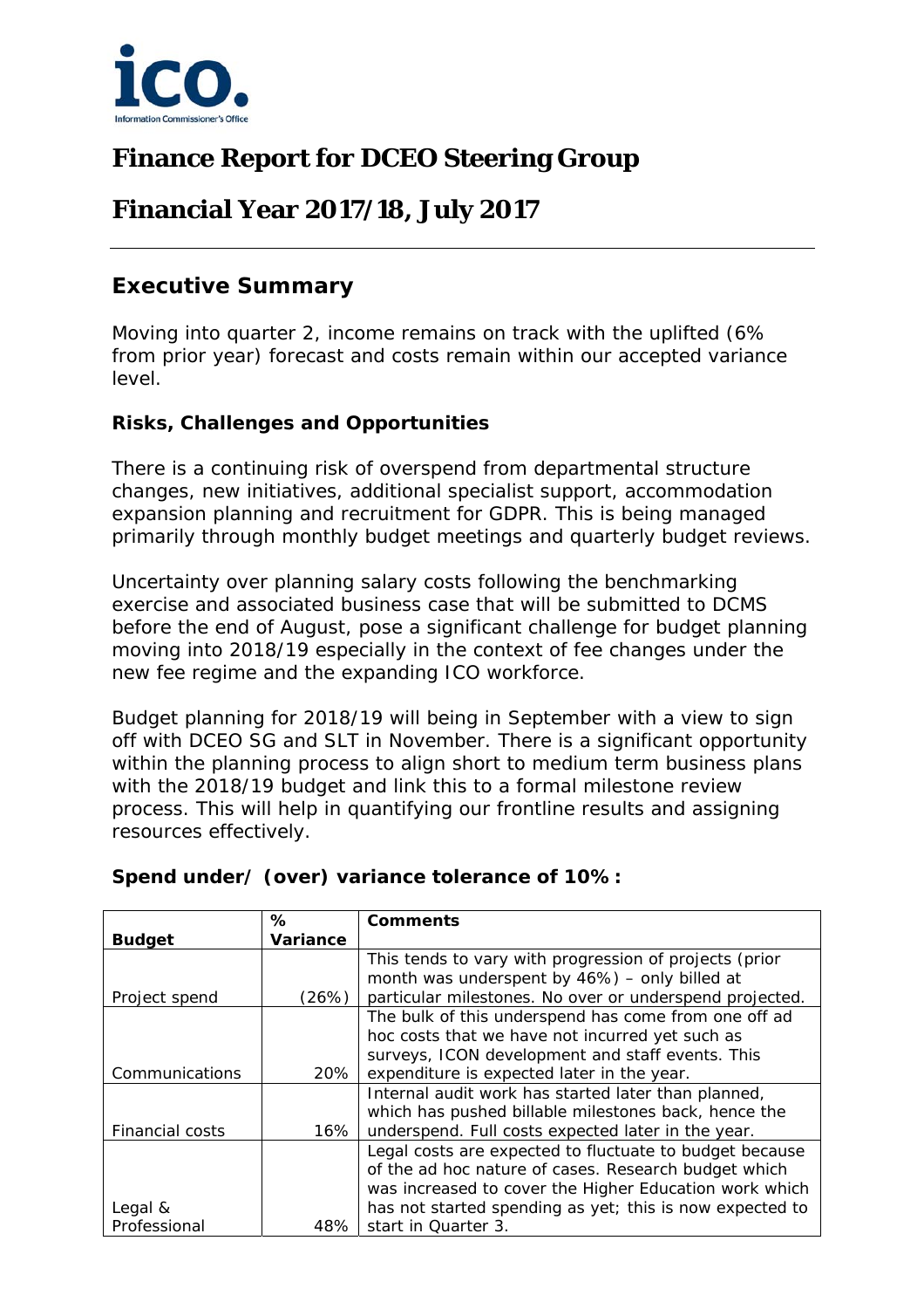# Finance Report for DCEO Steering Group

# Financial Year 2017/18, July 2017

## Executive Summary

Moving into quarter 2, income remains on track with the uplifted (6% from prior year) forecast and costs remain within our accepted variance level.

### Risks, Challenges and Opportunities

There is a continuing risk of overspend from departmental structure changes, new initiatives, additional specialist support, accommodation expansion planning and recruitment for GDPR. This is being managed primarily through monthly budget meetings and quarterly budget reviews.

Uncertainty over planning salary costs following the benchmarking exercise and associated business case that will be submitted to DCMS before the end of August, pose a significant challenge for budget planning moving into 2018/19 especially in the context of fee changes under the new fee regime and the expanding ICO workforce.

Budget planning for 2018/19 will being in September with a view to sign off with DCEO SG and SLT in November. There is a significant opportunity within the planning process to align short to medium term business plans with the 2018/19 budget and link this to a formal milestone review process. This will help in quantifying our frontline results and assigning resources effectively.

**Spend under/ (over) variance tolerance of 10%:**

| Budget | % Variance | Comments |
| --- | --- | --- |
| Project spend | (26%) | This tends to vary with progression of projects (prior month was underspent by 46%) – only billed at particular milestones. No over or underspend projected. |
| Communications | 20% | The bulk of this underspend has come from one off ad hoc costs that we have not incurred yet such as surveys, ICON development and staff events. This expenditure is expected later in the year. |
| Financial costs | 16% | Internal audit work has started later than planned, which has pushed billable milestones back, hence the underspend. Full costs expected later in the year. |
| Legal & Professional | 48% | Legal costs are expected to fluctuate to budget because of the ad hoc nature of cases. Research budget which was increased to cover the Higher Education work which has not started spending as yet; this is now expected to start in Quarter 3. |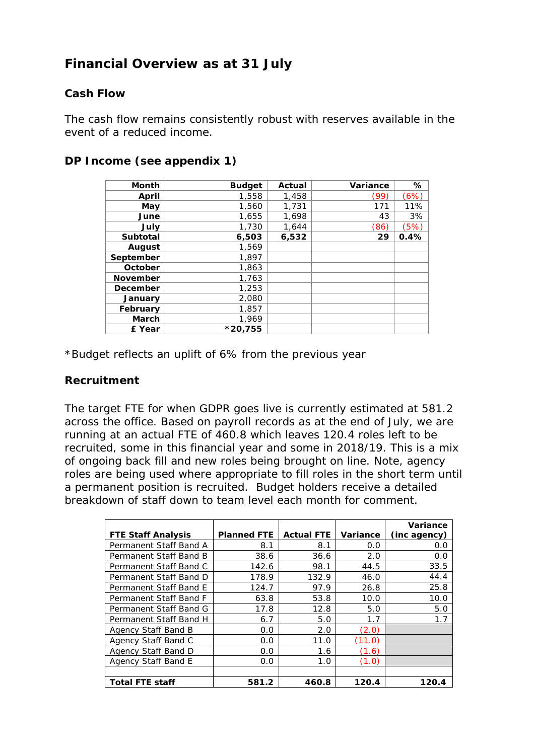# Financial Overview as at 31 July

## Cash Flow

The cash flow remains consistently robust with reserves available in the event of a reduced income.

## DP Income (see appendix 1)

| Month | Budget | Actual | Variance | % |
|---|---|---|---|---|
| April | 1,558 | 1,458 | (99) | (6%) |
| May | 1,560 | 1,731 | 171 | 11% |
| June | 1,655 | 1,698 | 43 | 3% |
| July | 1,730 | 1,644 | (86) | (5%) |
| **Subtotal** | **6,503** | **6,532** | **29** | **0.4%** |
| August | 1,569 | | | |
| September | 1,897 | | | |
| October | 1,863 | | | |
| November | 1,763 | | | |
| December | 1,253 | | | |
| January | 2,080 | | | |
| February | 1,857 | | | |
| March | 1,969 | | | |
| £ Year | *20,755 | | | |

*Budget reflects an uplift of 6% from the previous year

## Recruitment

The target FTE for when GDPR goes live is currently estimated at 581.2 across the office. Based on payroll records as at the end of July, we are running at an actual FTE of 460.8 which leaves 120.4 roles left to be recruited, some in this financial year and some in 2018/19. This is a mix of ongoing back fill and new roles being brought on line. Note, agency roles are being used where appropriate to fill roles in the short term until a permanent position is recruited. Budget holders receive a detailed breakdown of staff down to team level each month for comment.

| FTE Staff Analysis | Planned FTE | Actual FTE | Variance | Variance (inc agency) |
|---|---|---|---|---|
| Permanent Staff Band A | 8.1 | 8.1 | 0.0 | 0.0 |
| Permanent Staff Band B | 38.6 | 36.6 | 2.0 | 0.0 |
| Permanent Staff Band C | 142.6 | 98.1 | 44.5 | 33.5 |
| Permanent Staff Band D | 178.9 | 132.9 | 46.0 | 44.4 |
| Permanent Staff Band E | 124.7 | 97.9 | 26.8 | 25.8 |
| Permanent Staff Band F | 63.8 | 53.8 | 10.0 | 10.0 |
| Permanent Staff Band G | 17.8 | 12.8 | 5.0 | 5.0 |
| Permanent Staff Band H | 6.7 | 5.0 | 1.7 | 1.7 |
| Agency Staff Band B | 0.0 | 2.0 | (2.0) | |
| Agency Staff Band C | 0.0 | 11.0 | (11.0) | |
| Agency Staff Band D | 0.0 | 1.6 | (1.6) | |
| Agency Staff Band E | 0.0 | 1.0 | (1.0) | |
| | | | | |
| **Total FTE staff** | **581.2** | **460.8** | **120.4** | **120.4** |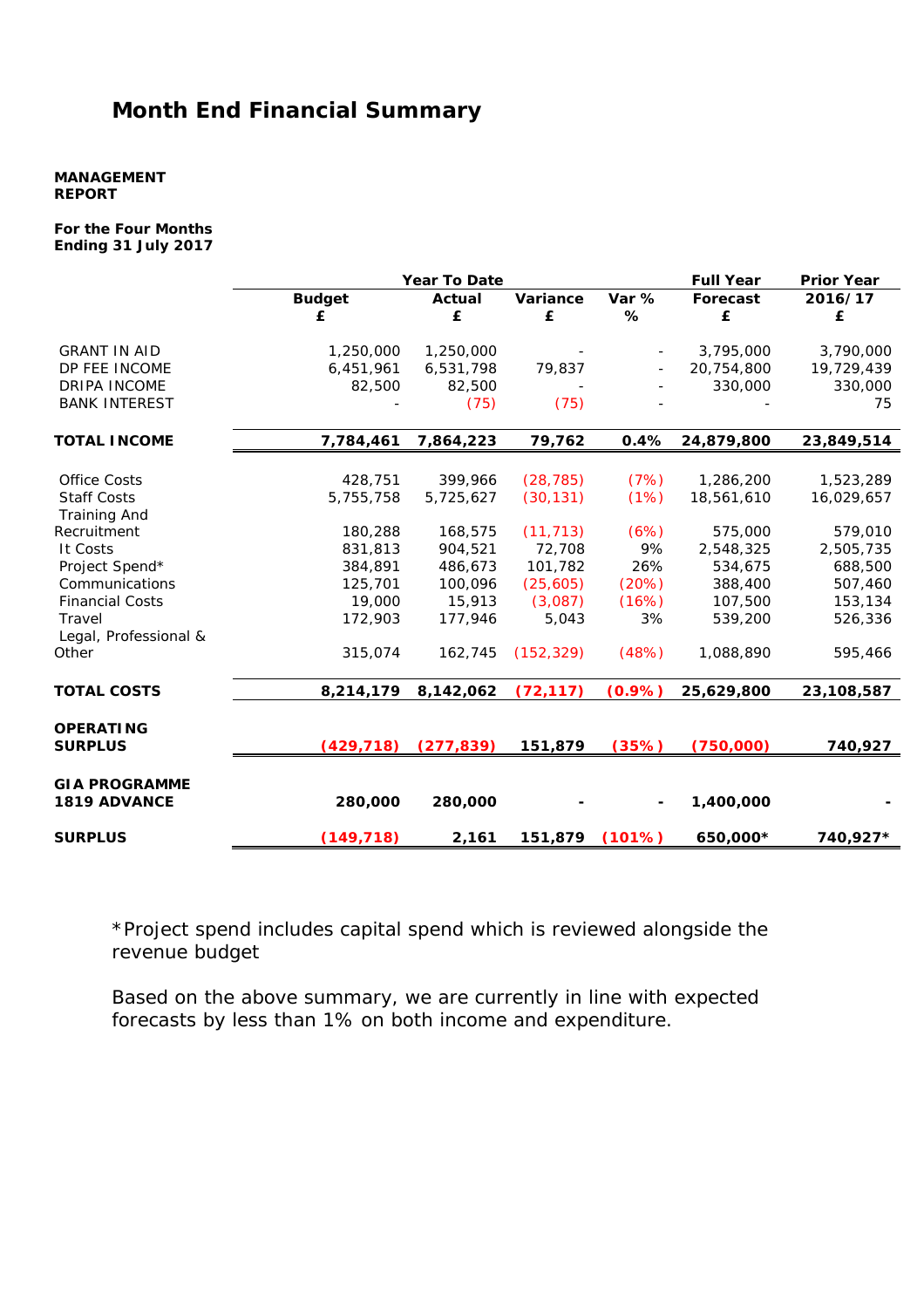# Month End Financial Summary

**MANAGEMENT REPORT**

**For the Four Months Ending 31 July 2017**

| | Year To Date | | | | Full Year | Prior Year |
|---|---|---|---|---|---|---|
| | **Budget £** | **Actual £** | **Variance £** | **Var % %** | **Forecast £** | **2016/17 £** |
| GRANT IN AID | 1,250,000 | 1,250,000 | - | - | 3,795,000 | 3,790,000 |
| DP FEE INCOME | 6,451,961 | 6,531,798 | 79,837 | - | 20,754,800 | 19,729,439 |
| DRIPA INCOME | 82,500 | 82,500 | - | - | 330,000 | 330,000 |
| BANK INTEREST | - | (75) | (75) | - | - | 75 |
| **TOTAL INCOME** | **7,784,461** | **7,864,223** | **79,762** | **0.4%** | **24,879,800** | **23,849,514** |
| Office Costs | 428,751 | 399,966 | (28,785) | (7%) | 1,286,200 | 1,523,289 |
| Staff Costs | 5,755,758 | 5,725,627 | (30,131) | (1%) | 18,561,610 | 16,029,657 |
| Training And Recruitment | 180,288 | 168,575 | (11,713) | (6%) | 575,000 | 579,010 |
| It Costs | 831,813 | 904,521 | 72,708 | 9% | 2,548,325 | 2,505,735 |
| Project Spend* | 384,891 | 486,673 | 101,782 | 26% | 534,675 | 688,500 |
| Communications | 125,701 | 100,096 | (25,605) | (20%) | 388,400 | 507,460 |
| Financial Costs | 19,000 | 15,913 | (3,087) | (16%) | 107,500 | 153,134 |
| Travel | 172,903 | 177,946 | 5,043 | 3% | 539,200 | 526,336 |
| Legal, Professional & Other | 315,074 | 162,745 | (152,329) | (48%) | 1,088,890 | 595,466 |
| **TOTAL COSTS** | **8,214,179** | **8,142,062** | **(72,117)** | **(0.9%)** | **25,629,800** | **23,108,587** |
| **OPERATING SURPLUS** | **(429,718)** | **(277,839)** | **151,879** | **(35%)** | **(750,000)** | **740,927** |
| **GIA PROGRAMME 1819 ADVANCE** | **280,000** | **280,000** | **-** | **-** | **1,400,000** | **-** |
| **SURPLUS** | **(149,718)** | **2,161** | **151,879** | **(101%)** | **650,000*** | **740,927*** |

*Project spend includes capital spend which is reviewed alongside the revenue budget

Based on the above summary, we are currently in line with expected forecasts by less than 1% on both income and expenditure.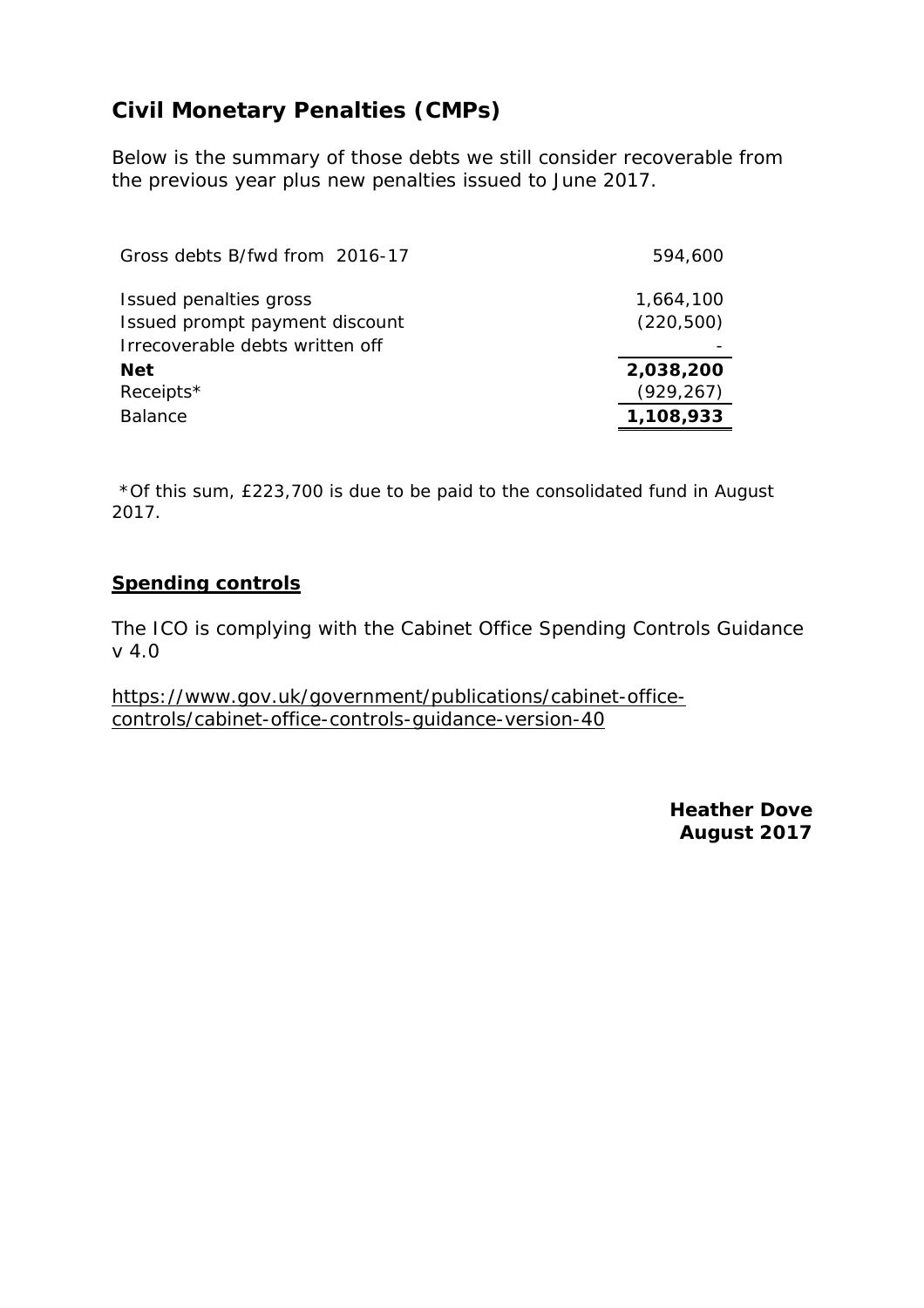## Civil Monetary Penalties (CMPs)

Below is the summary of those debts we still consider recoverable from the previous year plus new penalties issued to June 2017.

| | |
|---|---|
| Gross debts B/fwd from 2016-17 | 594,600 |
| Issued penalties gross | 1,664,100 |
| Issued prompt payment discount | (220,500) |
| Irrecoverable debts written off | - |
| **Net** | **2,038,200** |
| Receipts* | (929,267) |
| Balance | **1,108,933** |

*Of this sum, £223,700 is due to be paid to the consolidated fund in August 2017.

### Spending controls

The ICO is complying with the Cabinet Office Spending Controls Guidance v 4.0

https://www.gov.uk/government/publications/cabinet-office-controls/cabinet-office-controls-guidance-version-40

**Heather Dove**
**August 2017**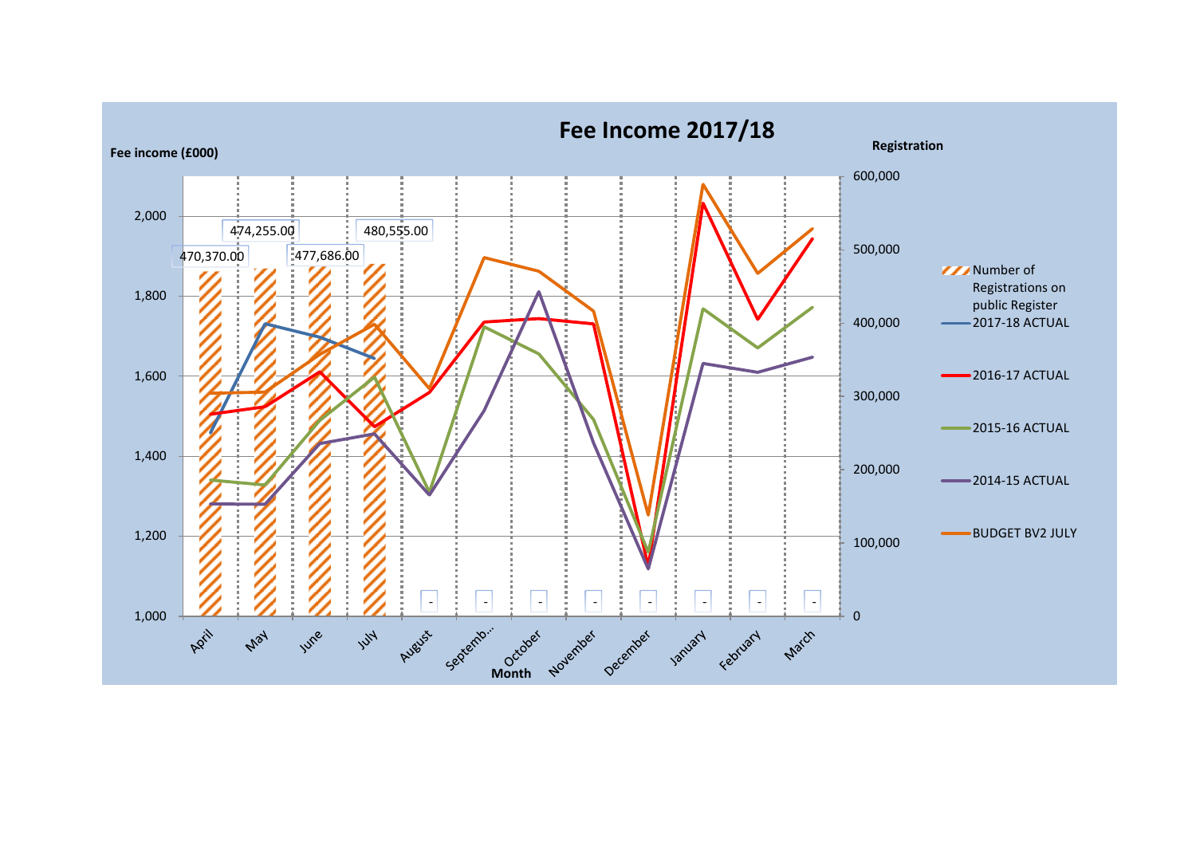# Fee Income 2017/18

Fee income (£000)

Registration

| Month | Number of Registrations on public Register |
|---|---|
| April | 470,370.00 |
| May | 474,255.00 |
| June | 477,686.00 |
| July | 480,555.00 |
| August | - |
| September | - |
| October | - |
| November | - |
| December | - |
| January | - |
| February | - |
| March | - |

Legend: Number of Registrations on public Register; 2017-18 ACTUAL; 2016-17 ACTUAL; 2015-16 ACTUAL; 2014-15 ACTUAL; BUDGET BV2 JULY

Month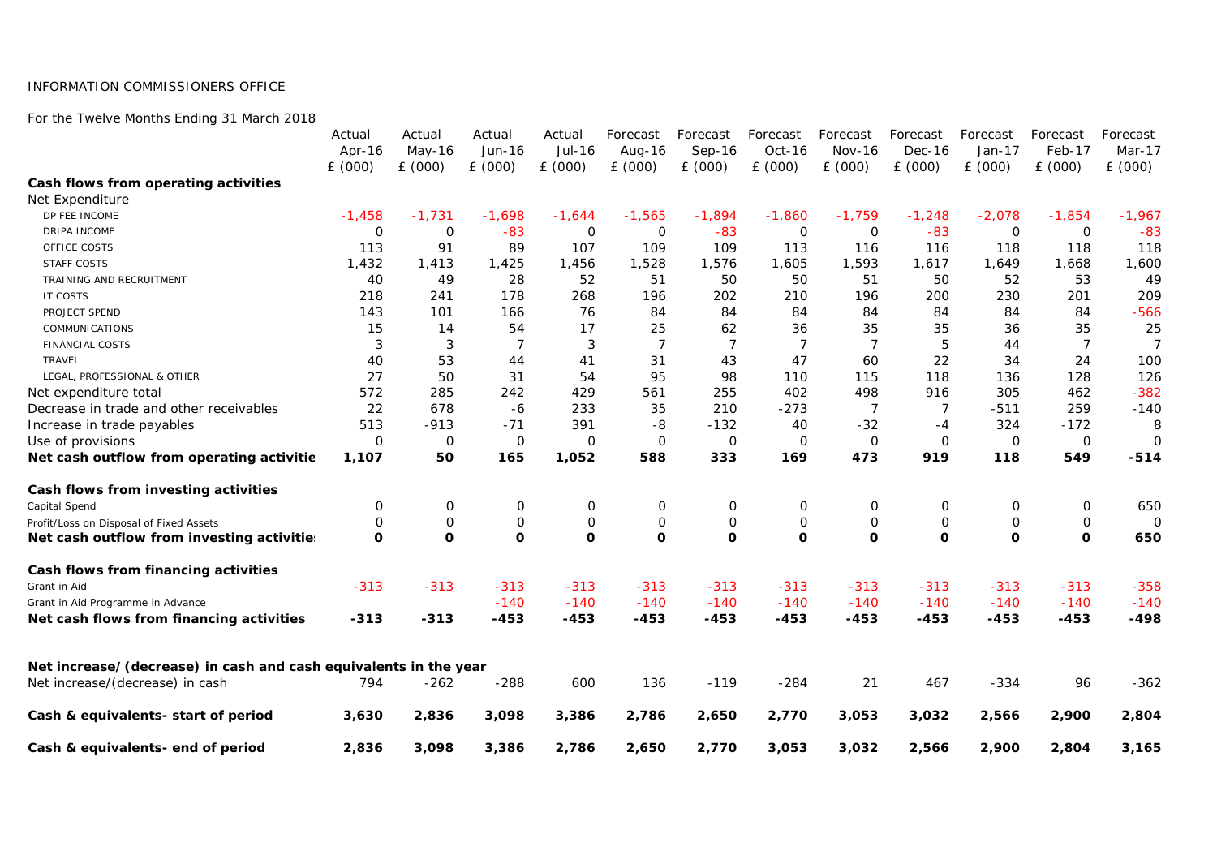INFORMATION COMMISSIONERS OFFICE

For the Twelve Months Ending 31 March 2018

| | Actual Apr-16 £ (000) | Actual May-16 £ (000) | Actual Jun-16 £ (000) | Actual Jul-16 £ (000) | Forecast Aug-16 £ (000) | Forecast Sep-16 £ (000) | Forecast Oct-16 £ (000) | Forecast Nov-16 £ (000) | Forecast Dec-16 £ (000) | Forecast Jan-17 £ (000) | Forecast Feb-17 £ (000) | Forecast Mar-17 £ (000) |
|---|---|---|---|---|---|---|---|---|---|---|---|---|
| **Cash flows from operating activities** | | | | | | | | | | | | |
| Net Expenditure | | | | | | | | | | | | |
| DP FEE INCOME | -1,458 | -1,731 | -1,698 | -1,644 | -1,565 | -1,894 | -1,860 | -1,759 | -1,248 | -2,078 | -1,854 | -1,967 |
| DRIPA INCOME | 0 | 0 | -83 | 0 | 0 | -83 | 0 | 0 | -83 | 0 | 0 | -83 |
| OFFICE COSTS | 113 | 91 | 89 | 107 | 109 | 109 | 113 | 116 | 116 | 118 | 118 | 118 |
| STAFF COSTS | 1,432 | 1,413 | 1,425 | 1,456 | 1,528 | 1,576 | 1,605 | 1,593 | 1,617 | 1,649 | 1,668 | 1,600 |
| TRAINING AND RECRUITMENT | 40 | 49 | 28 | 52 | 51 | 50 | 50 | 51 | 50 | 52 | 53 | 49 |
| IT COSTS | 218 | 241 | 178 | 268 | 196 | 202 | 210 | 196 | 200 | 230 | 201 | 209 |
| PROJECT SPEND | 143 | 101 | 166 | 76 | 84 | 84 | 84 | 84 | 84 | 84 | 84 | -566 |
| COMMUNICATIONS | 15 | 14 | 54 | 17 | 25 | 62 | 36 | 35 | 35 | 36 | 35 | 25 |
| FINANCIAL COSTS | 3 | 3 | 7 | 3 | 7 | 7 | 7 | 7 | 5 | 44 | 7 | 7 |
| TRAVEL | 40 | 53 | 44 | 41 | 31 | 43 | 47 | 60 | 22 | 34 | 24 | 100 |
| LEGAL, PROFESSIONAL & OTHER | 27 | 50 | 31 | 54 | 95 | 98 | 110 | 115 | 118 | 136 | 128 | 126 |
| Net expenditure total | 572 | 285 | 242 | 429 | 561 | 255 | 402 | 498 | 916 | 305 | 462 | -382 |
| Decrease in trade and other receivables | 22 | 678 | -6 | 233 | 35 | 210 | -273 | 7 | 7 | -511 | 259 | -140 |
| Increase in trade payables | 513 | -913 | -71 | 391 | -8 | -132 | 40 | -32 | -4 | 324 | -172 | 8 |
| Use of provisions | 0 | 0 | 0 | 0 | 0 | 0 | 0 | 0 | 0 | 0 | 0 | 0 |
| **Net cash outflow from operating activitie** | **1,107** | **50** | **165** | **1,052** | **588** | **333** | **169** | **473** | **919** | **118** | **549** | **-514** |
| **Cash flows from investing activities** | | | | | | | | | | | | |
| Capital Spend | 0 | 0 | 0 | 0 | 0 | 0 | 0 | 0 | 0 | 0 | 0 | 650 |
| Profit/Loss on Disposal of Fixed Assets | 0 | 0 | 0 | 0 | 0 | 0 | 0 | 0 | 0 | 0 | 0 | 0 |
| **Net cash outflow from investing activitie** | **0** | **0** | **0** | **0** | **0** | **0** | **0** | **0** | **0** | **0** | **0** | **650** |
| **Cash flows from financing activities** | | | | | | | | | | | | |
| Grant in Aid | -313 | -313 | -313 | -313 | -313 | -313 | -313 | -313 | -313 | -313 | -313 | -358 |
| Grant in Aid Programme in Advance | | | -140 | -140 | -140 | -140 | -140 | -140 | -140 | -140 | -140 | -140 |
| **Net cash flows from financing activities** | **-313** | **-313** | **-453** | **-453** | **-453** | **-453** | **-453** | **-453** | **-453** | **-453** | **-453** | **-498** |
| **Net increase/(decrease) in cash and cash equivalents in the year** | | | | | | | | | | | | |
| Net increase/(decrease) in cash | 794 | -262 | -288 | 600 | 136 | -119 | -284 | 21 | 467 | -334 | 96 | -362 |
| **Cash & equivalents- start of period** | **3,630** | **2,836** | **3,098** | **3,386** | **2,786** | **2,650** | **2,770** | **3,053** | **3,032** | **2,566** | **2,900** | **2,804** |
| **Cash & equivalents- end of period** | **2,836** | **3,098** | **3,386** | **2,786** | **2,650** | **2,770** | **3,053** | **3,032** | **2,566** | **2,900** | **2,804** | **3,165** |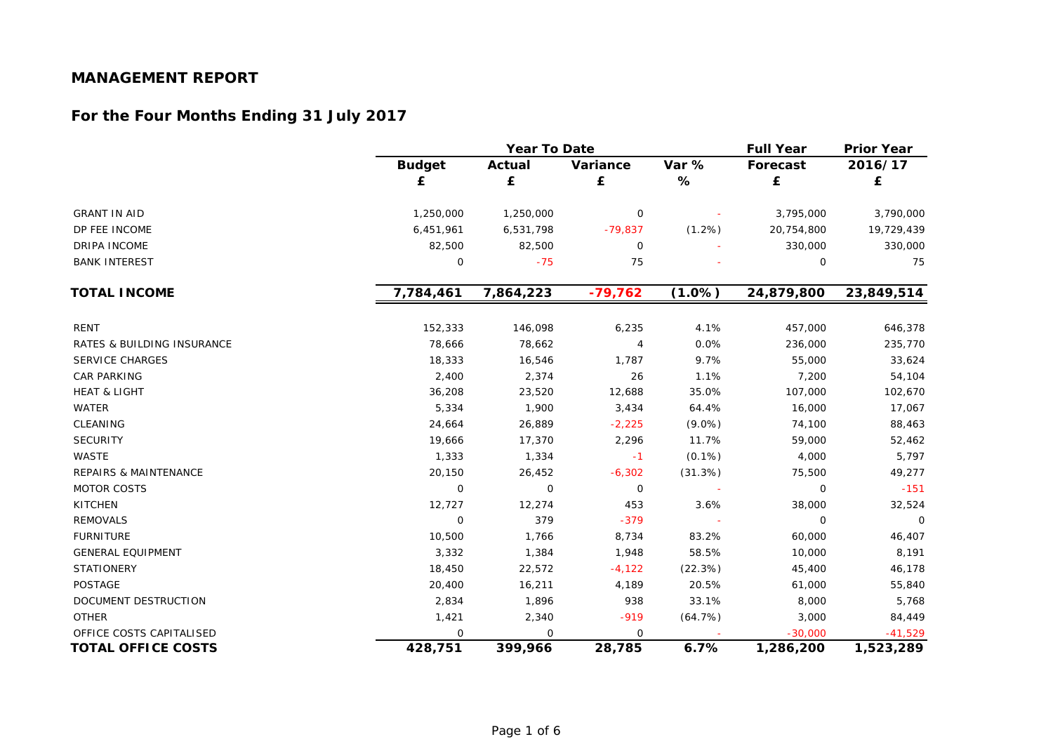## MANAGEMENT REPORT

## For the Four Months Ending 31 July 2017

| | Year To Date | | | | Full Year | Prior Year |
|---|---|---|---|---|---|---|
| | Budget | Actual | Variance | Var % | Forecast | 2016/17 |
| | £ | £ | £ | % | £ | £ |
| GRANT IN AID | 1,250,000 | 1,250,000 | 0 | - | 3,795,000 | 3,790,000 |
| DP FEE INCOME | 6,451,961 | 6,531,798 | -79,837 | (1.2%) | 20,754,800 | 19,729,439 |
| DRIPA INCOME | 82,500 | 82,500 | 0 | - | 330,000 | 330,000 |
| BANK INTEREST | 0 | -75 | 75 | - | 0 | 75 |
| **TOTAL INCOME** | **7,784,461** | **7,864,223** | **-79,762** | **(1.0%)** | **24,879,800** | **23,849,514** |
| RENT | 152,333 | 146,098 | 6,235 | 4.1% | 457,000 | 646,378 |
| RATES & BUILDING INSURANCE | 78,666 | 78,662 | 4 | 0.0% | 236,000 | 235,770 |
| SERVICE CHARGES | 18,333 | 16,546 | 1,787 | 9.7% | 55,000 | 33,624 |
| CAR PARKING | 2,400 | 2,374 | 26 | 1.1% | 7,200 | 54,104 |
| HEAT & LIGHT | 36,208 | 23,520 | 12,688 | 35.0% | 107,000 | 102,670 |
| WATER | 5,334 | 1,900 | 3,434 | 64.4% | 16,000 | 17,067 |
| CLEANING | 24,664 | 26,889 | -2,225 | (9.0%) | 74,100 | 88,463 |
| SECURITY | 19,666 | 17,370 | 2,296 | 11.7% | 59,000 | 52,462 |
| WASTE | 1,333 | 1,334 | -1 | (0.1%) | 4,000 | 5,797 |
| REPAIRS & MAINTENANCE | 20,150 | 26,452 | -6,302 | (31.3%) | 75,500 | 49,277 |
| MOTOR COSTS | 0 | 0 | 0 | - | 0 | -151 |
| KITCHEN | 12,727 | 12,274 | 453 | 3.6% | 38,000 | 32,524 |
| REMOVALS | 0 | 379 | -379 | - | 0 | 0 |
| FURNITURE | 10,500 | 1,766 | 8,734 | 83.2% | 60,000 | 46,407 |
| GENERAL EQUIPMENT | 3,332 | 1,384 | 1,948 | 58.5% | 10,000 | 8,191 |
| STATIONERY | 18,450 | 22,572 | -4,122 | (22.3%) | 45,400 | 46,178 |
| POSTAGE | 20,400 | 16,211 | 4,189 | 20.5% | 61,000 | 55,840 |
| DOCUMENT DESTRUCTION | 2,834 | 1,896 | 938 | 33.1% | 8,000 | 5,768 |
| OTHER | 1,421 | 2,340 | -919 | (64.7%) | 3,000 | 84,449 |
| OFFICE COSTS CAPITALISED | 0 | 0 | 0 | - | -30,000 | -41,529 |
| **TOTAL OFFICE COSTS** | **428,751** | **399,966** | **28,785** | **6.7%** | **1,286,200** | **1,523,289** |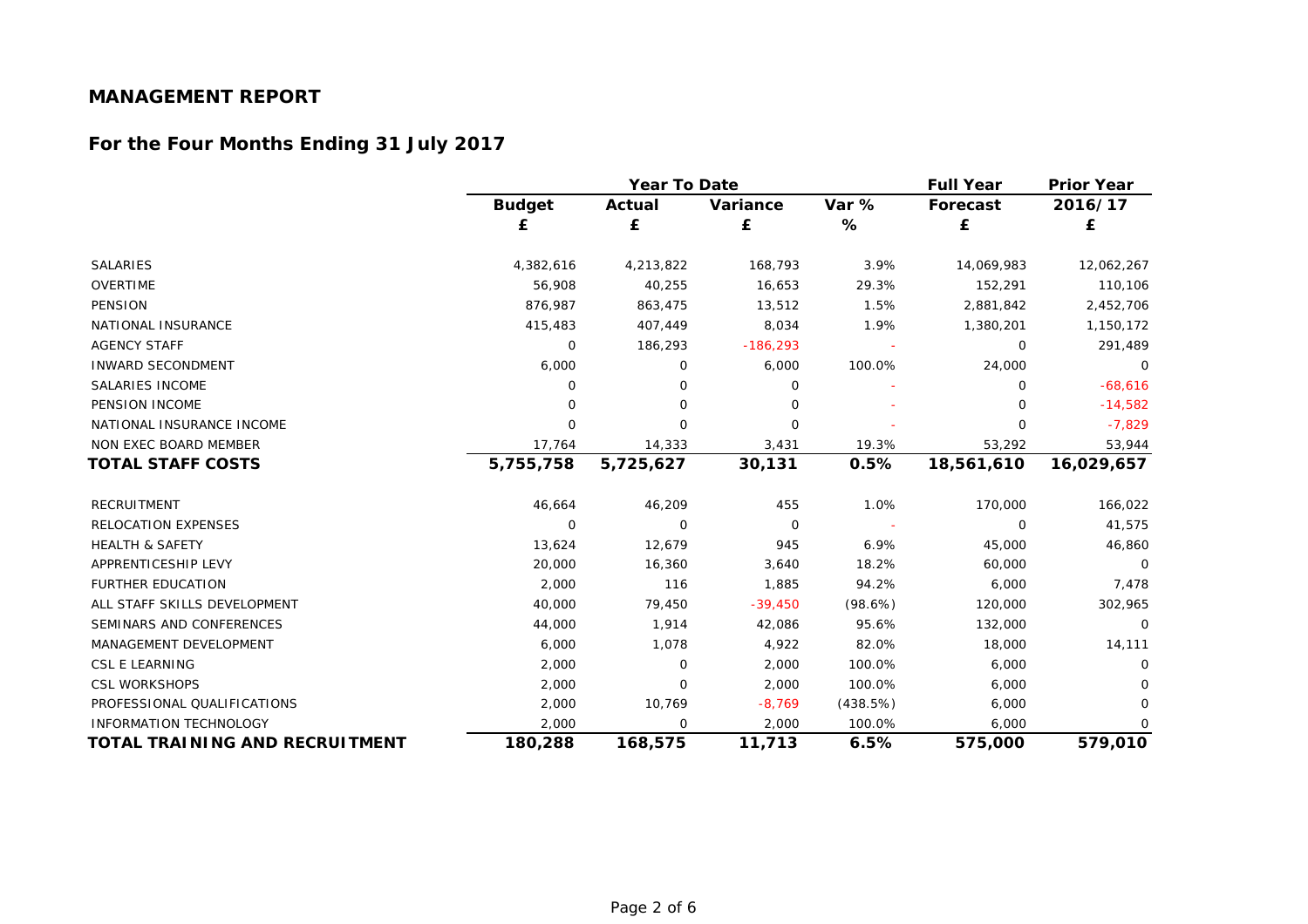## MANAGEMENT REPORT

## For the Four Months Ending 31 July 2017

| | Year To Date | | | | Full Year | Prior Year |
|---|---|---|---|---|---|---|
| | Budget | Actual | Variance | Var % | Forecast | 2016/17 |
| | £ | £ | £ | % | £ | £ |
| SALARIES | 4,382,616 | 4,213,822 | 168,793 | 3.9% | 14,069,983 | 12,062,267 |
| OVERTIME | 56,908 | 40,255 | 16,653 | 29.3% | 152,291 | 110,106 |
| PENSION | 876,987 | 863,475 | 13,512 | 1.5% | 2,881,842 | 2,452,706 |
| NATIONAL INSURANCE | 415,483 | 407,449 | 8,034 | 1.9% | 1,380,201 | 1,150,172 |
| AGENCY STAFF | 0 | 186,293 | -186,293 | - | 0 | 291,489 |
| INWARD SECONDMENT | 6,000 | 0 | 6,000 | 100.0% | 24,000 | 0 |
| SALARIES INCOME | 0 | 0 | 0 | - | 0 | -68,616 |
| PENSION INCOME | 0 | 0 | 0 | - | 0 | -14,582 |
| NATIONAL INSURANCE INCOME | 0 | 0 | 0 | - | 0 | -7,829 |
| NON EXEC BOARD MEMBER | 17,764 | 14,333 | 3,431 | 19.3% | 53,292 | 53,944 |
| **TOTAL STAFF COSTS** | **5,755,758** | **5,725,627** | **30,131** | **0.5%** | **18,561,610** | **16,029,657** |
| RECRUITMENT | 46,664 | 46,209 | 455 | 1.0% | 170,000 | 166,022 |
| RELOCATION EXPENSES | 0 | 0 | 0 | - | 0 | 41,575 |
| HEALTH & SAFETY | 13,624 | 12,679 | 945 | 6.9% | 45,000 | 46,860 |
| APPRENTICESHIP LEVY | 20,000 | 16,360 | 3,640 | 18.2% | 60,000 | 0 |
| FURTHER EDUCATION | 2,000 | 116 | 1,885 | 94.2% | 6,000 | 7,478 |
| ALL STAFF SKILLS DEVELOPMENT | 40,000 | 79,450 | -39,450 | (98.6%) | 120,000 | 302,965 |
| SEMINARS AND CONFERENCES | 44,000 | 1,914 | 42,086 | 95.6% | 132,000 | 0 |
| MANAGEMENT DEVELOPMENT | 6,000 | 1,078 | 4,922 | 82.0% | 18,000 | 14,111 |
| CSL E LEARNING | 2,000 | 0 | 2,000 | 100.0% | 6,000 | 0 |
| CSL WORKSHOPS | 2,000 | 0 | 2,000 | 100.0% | 6,000 | 0 |
| PROFESSIONAL QUALIFICATIONS | 2,000 | 10,769 | -8,769 | (438.5%) | 6,000 | 0 |
| INFORMATION TECHNOLOGY | 2,000 | 0 | 2,000 | 100.0% | 6,000 | 0 |
| **TOTAL TRAINING AND RECRUITMENT** | **180,288** | **168,575** | **11,713** | **6.5%** | **575,000** | **579,010** |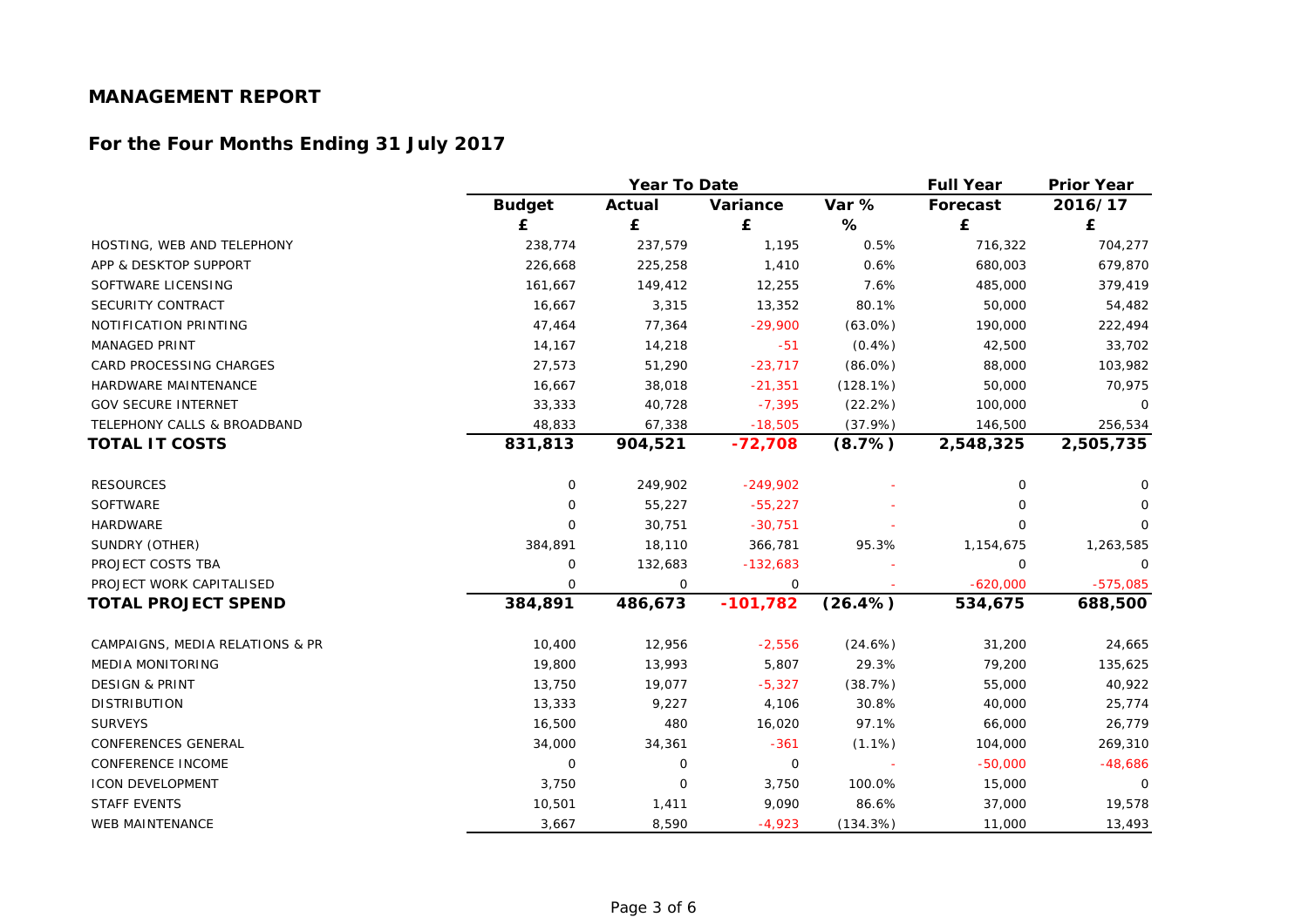## MANAGEMENT REPORT

## For the Four Months Ending 31 July 2017

| | Year To Date | | | | Full Year | Prior Year |
|---|---|---|---|---|---|---|
| | Budget | Actual | Variance | Var % | Forecast | 2016/17 |
| | £ | £ | £ | % | £ | £ |
| HOSTING, WEB AND TELEPHONY | 238,774 | 237,579 | 1,195 | 0.5% | 716,322 | 704,277 |
| APP & DESKTOP SUPPORT | 226,668 | 225,258 | 1,410 | 0.6% | 680,003 | 679,870 |
| SOFTWARE LICENSING | 161,667 | 149,412 | 12,255 | 7.6% | 485,000 | 379,419 |
| SECURITY CONTRACT | 16,667 | 3,315 | 13,352 | 80.1% | 50,000 | 54,482 |
| NOTIFICATION PRINTING | 47,464 | 77,364 | -29,900 | (63.0%) | 190,000 | 222,494 |
| MANAGED PRINT | 14,167 | 14,218 | -51 | (0.4%) | 42,500 | 33,702 |
| CARD PROCESSING CHARGES | 27,573 | 51,290 | -23,717 | (86.0%) | 88,000 | 103,982 |
| HARDWARE MAINTENANCE | 16,667 | 38,018 | -21,351 | (128.1%) | 50,000 | 70,975 |
| GOV SECURE INTERNET | 33,333 | 40,728 | -7,395 | (22.2%) | 100,000 | 0 |
| TELEPHONY CALLS & BROADBAND | 48,833 | 67,338 | -18,505 | (37.9%) | 146,500 | 256,534 |
| **TOTAL IT COSTS** | **831,813** | **904,521** | **-72,708** | **(8.7%)** | **2,548,325** | **2,505,735** |
| RESOURCES | 0 | 249,902 | -249,902 | - | 0 | 0 |
| SOFTWARE | 0 | 55,227 | -55,227 | - | 0 | 0 |
| HARDWARE | 0 | 30,751 | -30,751 | - | 0 | 0 |
| SUNDRY (OTHER) | 384,891 | 18,110 | 366,781 | 95.3% | 1,154,675 | 1,263,585 |
| PROJECT COSTS TBA | 0 | 132,683 | -132,683 | - | 0 | 0 |
| PROJECT WORK CAPITALISED | 0 | 0 | 0 | - | -620,000 | -575,085 |
| **TOTAL PROJECT SPEND** | **384,891** | **486,673** | **-101,782** | **(26.4%)** | **534,675** | **688,500** |
| CAMPAIGNS, MEDIA RELATIONS & PR | 10,400 | 12,956 | -2,556 | (24.6%) | 31,200 | 24,665 |
| MEDIA MONITORING | 19,800 | 13,993 | 5,807 | 29.3% | 79,200 | 135,625 |
| DESIGN & PRINT | 13,750 | 19,077 | -5,327 | (38.7%) | 55,000 | 40,922 |
| DISTRIBUTION | 13,333 | 9,227 | 4,106 | 30.8% | 40,000 | 25,774 |
| SURVEYS | 16,500 | 480 | 16,020 | 97.1% | 66,000 | 26,779 |
| CONFERENCES GENERAL | 34,000 | 34,361 | -361 | (1.1%) | 104,000 | 269,310 |
| CONFERENCE INCOME | 0 | 0 | 0 | - | -50,000 | -48,686 |
| ICON DEVELOPMENT | 3,750 | 0 | 3,750 | 100.0% | 15,000 | 0 |
| STAFF EVENTS | 10,501 | 1,411 | 9,090 | 86.6% | 37,000 | 19,578 |
| WEB MAINTENANCE | 3,667 | 8,590 | -4,923 | (134.3%) | 11,000 | 13,493 |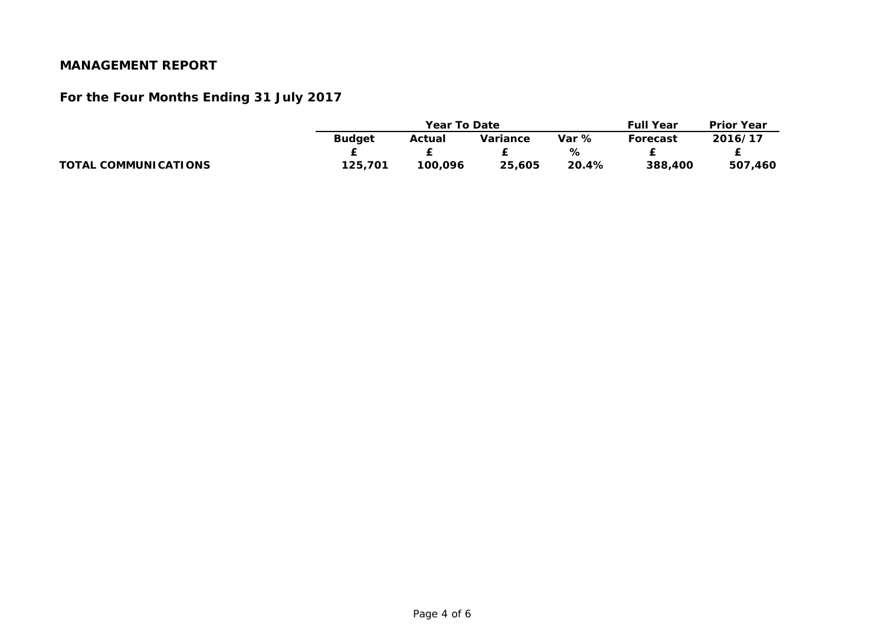**MANAGEMENT REPORT**

**For the Four Months Ending 31 July 2017**

| | Year To Date | | | | Full Year | Prior Year |
|---|---|---|---|---|---|---|
| | Budget | Actual | Variance | Var % | Forecast | 2016/17 |
| | £ | £ | £ | % | £ | £ |
| **TOTAL COMMUNICATIONS** | **125,701** | **100,096** | **25,605** | **20.4%** | **388,400** | **507,460** |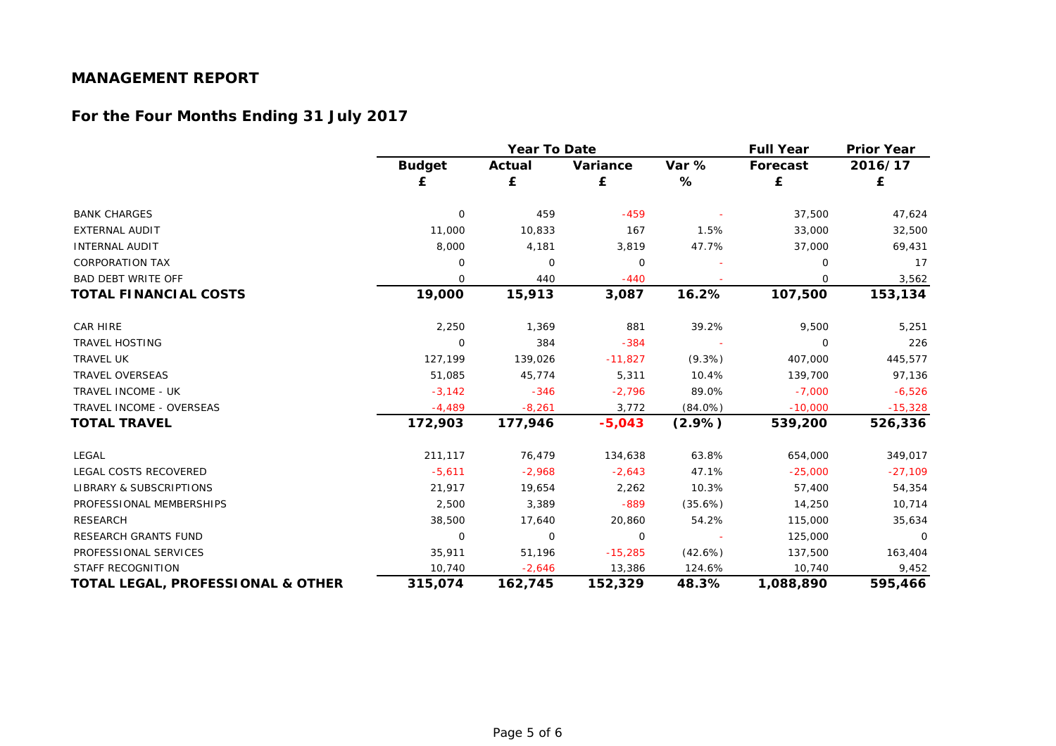## MANAGEMENT REPORT

## For the Four Months Ending 31 July 2017

| | Year To Date | | | | Full Year | Prior Year |
|---|---|---|---|---|---|---|
| | Budget | Actual | Variance | Var % | Forecast | 2016/17 |
| | £ | £ | £ | % | £ | £ |
| BANK CHARGES | 0 | 459 | -459 | - | 37,500 | 47,624 |
| EXTERNAL AUDIT | 11,000 | 10,833 | 167 | 1.5% | 33,000 | 32,500 |
| INTERNAL AUDIT | 8,000 | 4,181 | 3,819 | 47.7% | 37,000 | 69,431 |
| CORPORATION TAX | 0 | 0 | 0 | - | 0 | 17 |
| BAD DEBT WRITE OFF | 0 | 440 | -440 | - | 0 | 3,562 |
| **TOTAL FINANCIAL COSTS** | **19,000** | **15,913** | **3,087** | **16.2%** | **107,500** | **153,134** |
| CAR HIRE | 2,250 | 1,369 | 881 | 39.2% | 9,500 | 5,251 |
| TRAVEL HOSTING | 0 | 384 | -384 | - | 0 | 226 |
| TRAVEL UK | 127,199 | 139,026 | -11,827 | (9.3%) | 407,000 | 445,577 |
| TRAVEL OVERSEAS | 51,085 | 45,774 | 5,311 | 10.4% | 139,700 | 97,136 |
| TRAVEL INCOME - UK | -3,142 | -346 | -2,796 | 89.0% | -7,000 | -6,526 |
| TRAVEL INCOME - OVERSEAS | -4,489 | -8,261 | 3,772 | (84.0%) | -10,000 | -15,328 |
| **TOTAL TRAVEL** | **172,903** | **177,946** | **-5,043** | **(2.9%)** | **539,200** | **526,336** |
| LEGAL | 211,117 | 76,479 | 134,638 | 63.8% | 654,000 | 349,017 |
| LEGAL COSTS RECOVERED | -5,611 | -2,968 | -2,643 | 47.1% | -25,000 | -27,109 |
| LIBRARY & SUBSCRIPTIONS | 21,917 | 19,654 | 2,262 | 10.3% | 57,400 | 54,354 |
| PROFESSIONAL MEMBERSHIPS | 2,500 | 3,389 | -889 | (35.6%) | 14,250 | 10,714 |
| RESEARCH | 38,500 | 17,640 | 20,860 | 54.2% | 115,000 | 35,634 |
| RESEARCH GRANTS FUND | 0 | 0 | 0 | - | 125,000 | 0 |
| PROFESSIONAL SERVICES | 35,911 | 51,196 | -15,285 | (42.6%) | 137,500 | 163,404 |
| STAFF RECOGNITION | 10,740 | -2,646 | 13,386 | 124.6% | 10,740 | 9,452 |
| **TOTAL LEGAL, PROFESSIONAL & OTHER** | **315,074** | **162,745** | **152,329** | **48.3%** | **1,088,890** | **595,466** |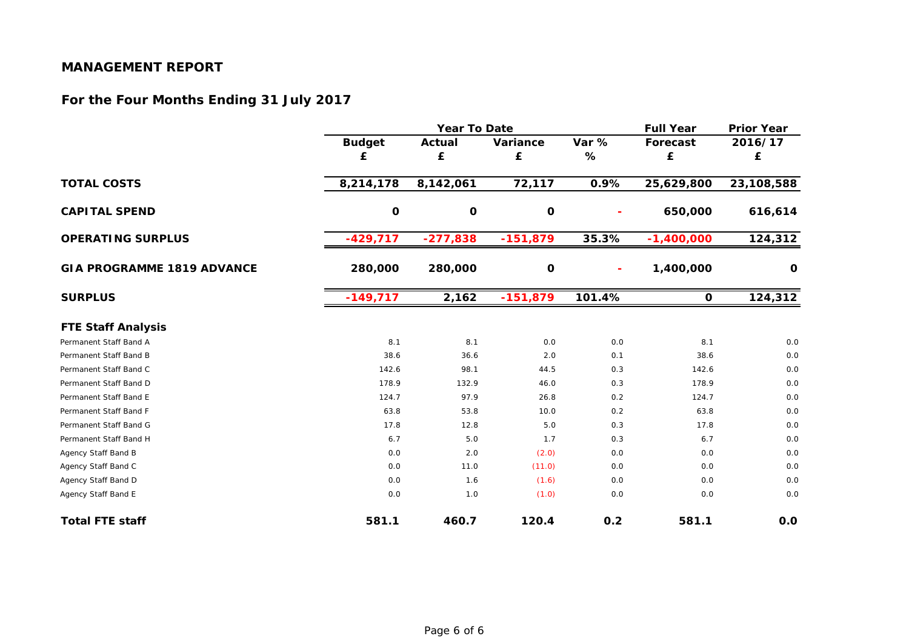## MANAGEMENT REPORT

## For the Four Months Ending 31 July 2017

| | Year To Date | | | | Full Year | Prior Year |
|---|---|---|---|---|---|---|
| | Budget £ | Actual £ | Variance £ | Var % % | Forecast £ | 2016/17 £ |
| **TOTAL COSTS** | **8,214,178** | **8,142,061** | **72,117** | **0.9%** | **25,629,800** | **23,108,588** |
| **CAPITAL SPEND** | **0** | **0** | **0** | **-** | **650,000** | **616,614** |
| **OPERATING SURPLUS** | **-429,717** | **-277,838** | **-151,879** | **35.3%** | **-1,400,000** | **124,312** |
| **GIA PROGRAMME 1819 ADVANCE** | **280,000** | **280,000** | **0** | **-** | **1,400,000** | **0** |
| **SURPLUS** | **-149,717** | **2,162** | **-151,879** | **101.4%** | **0** | **124,312** |
| **FTE Staff Analysis** | | | | | | |
| Permanent Staff Band A | 8.1 | 8.1 | 0.0 | 0.0 | 8.1 | 0.0 |
| Permanent Staff Band B | 38.6 | 36.6 | 2.0 | 0.1 | 38.6 | 0.0 |
| Permanent Staff Band C | 142.6 | 98.1 | 44.5 | 0.3 | 142.6 | 0.0 |
| Permanent Staff Band D | 178.9 | 132.9 | 46.0 | 0.3 | 178.9 | 0.0 |
| Permanent Staff Band E | 124.7 | 97.9 | 26.8 | 0.2 | 124.7 | 0.0 |
| Permanent Staff Band F | 63.8 | 53.8 | 10.0 | 0.2 | 63.8 | 0.0 |
| Permanent Staff Band G | 17.8 | 12.8 | 5.0 | 0.3 | 17.8 | 0.0 |
| Permanent Staff Band H | 6.7 | 5.0 | 1.7 | 0.3 | 6.7 | 0.0 |
| Agency Staff Band B | 0.0 | 2.0 | (2.0) | 0.0 | 0.0 | 0.0 |
| Agency Staff Band C | 0.0 | 11.0 | (11.0) | 0.0 | 0.0 | 0.0 |
| Agency Staff Band D | 0.0 | 1.6 | (1.6) | 0.0 | 0.0 | 0.0 |
| Agency Staff Band E | 0.0 | 1.0 | (1.0) | 0.0 | 0.0 | 0.0 |
| **Total FTE staff** | **581.1** | **460.7** | **120.4** | **0.2** | **581.1** | **0.0** |